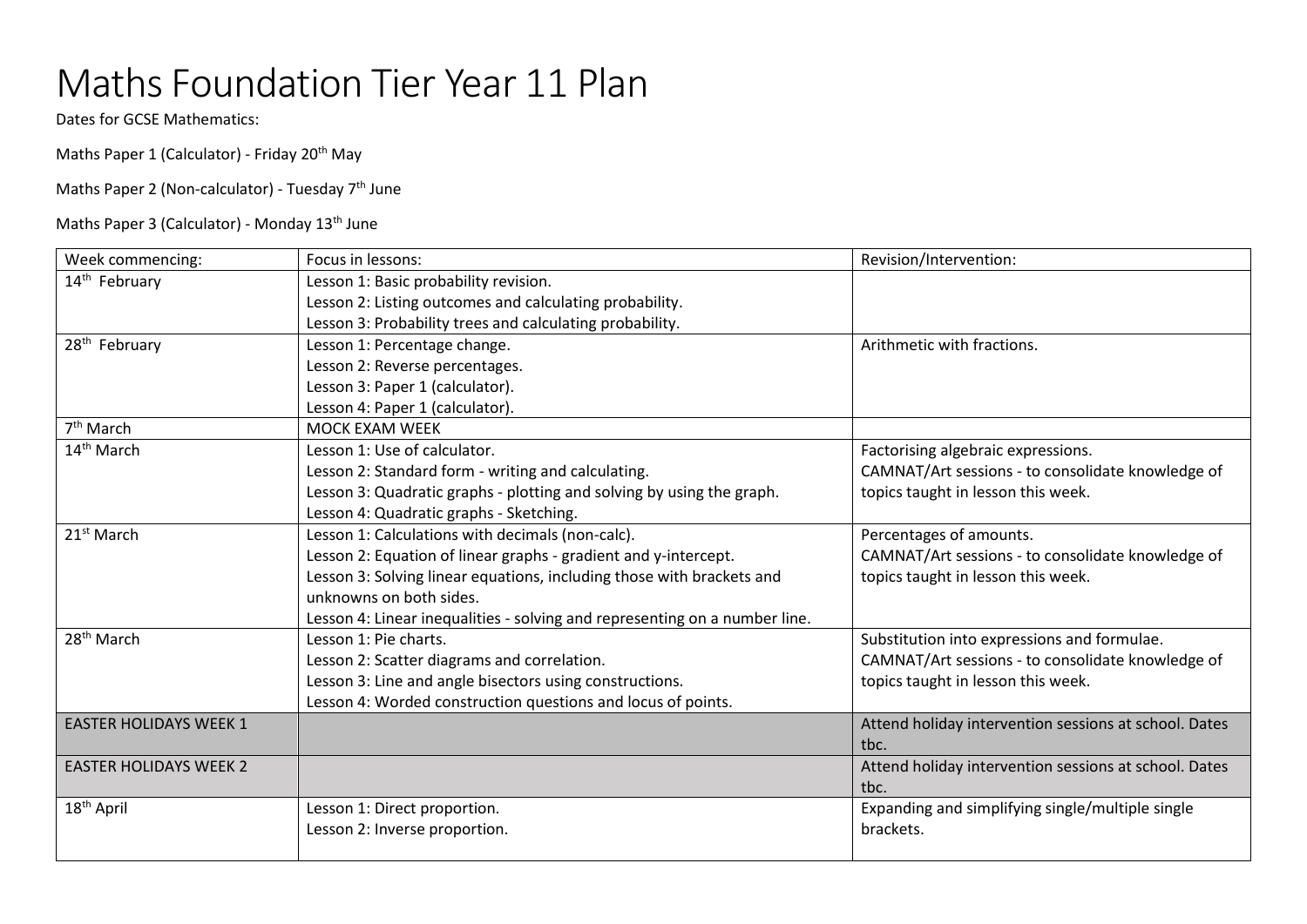# Maths Foundation Tier Year 11 Plan

Dates for GCSE Mathematics:

Maths Paper 1 (Calculator) - Friday 20th May

Maths Paper 2 (Non-calculator) - Tuesday 7th June

Maths Paper 3 (Calculator) - Monday 13th June

| Week commencing: | Focus in lessons: | Revision/Intervention: |
|---|---|---|
| 14th February | Lesson 1: Basic probability revision.<br>Lesson 2: Listing outcomes and calculating probability.<br>Lesson 3: Probability trees and calculating probability. | |
| 28th February | Lesson 1: Percentage change.<br>Lesson 2: Reverse percentages.<br>Lesson 3: Paper 1 (calculator).<br>Lesson 4: Paper 1 (calculator). | Arithmetic with fractions. |
| 7th March | MOCK EXAM WEEK | |
| 14th March | Lesson 1: Use of calculator.<br>Lesson 2: Standard form - writing and calculating.<br>Lesson 3: Quadratic graphs - plotting and solving by using the graph.<br>Lesson 4: Quadratic graphs - Sketching. | Factorising algebraic expressions.<br>CAMNAT/Art sessions - to consolidate knowledge of topics taught in lesson this week. |
| 21st March | Lesson 1: Calculations with decimals (non-calc).<br>Lesson 2: Equation of linear graphs - gradient and y-intercept.<br>Lesson 3: Solving linear equations, including those with brackets and unknowns on both sides.<br>Lesson 4: Linear inequalities - solving and representing on a number line. | Percentages of amounts.<br>CAMNAT/Art sessions - to consolidate knowledge of topics taught in lesson this week. |
| 28th March | Lesson 1: Pie charts.<br>Lesson 2: Scatter diagrams and correlation.<br>Lesson 3: Line and angle bisectors using constructions.<br>Lesson 4: Worded construction questions and locus of points. | Substitution into expressions and formulae.<br>CAMNAT/Art sessions - to consolidate knowledge of topics taught in lesson this week. |
| EASTER HOLIDAYS WEEK 1 | | Attend holiday intervention sessions at school. Dates tbc. |
| EASTER HOLIDAYS WEEK 2 | | Attend holiday intervention sessions at school. Dates tbc. |
| 18th April | Lesson 1: Direct proportion.<br>Lesson 2: Inverse proportion. | Expanding and simplifying single/multiple single brackets. |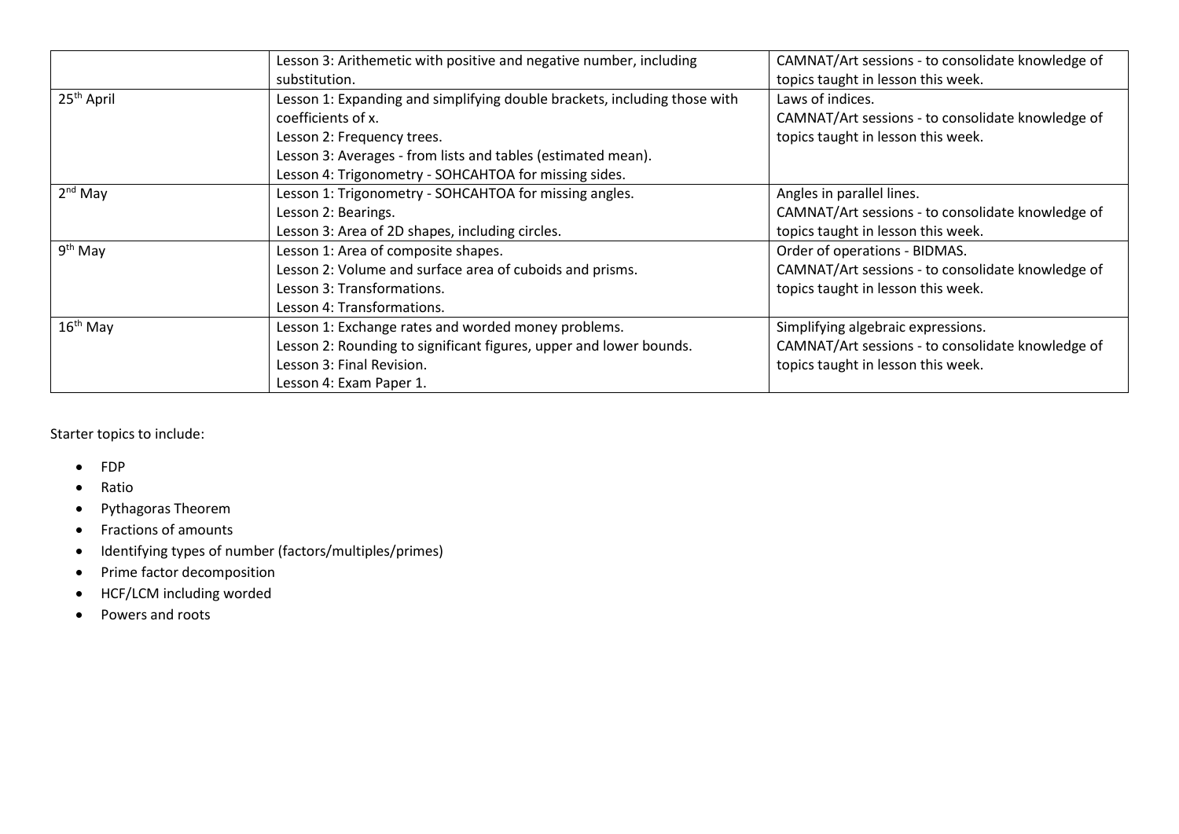| | | |
|---|---|---|
| | Lesson 3: Arithemetic with positive and negative number, including substitution. | CAMNAT/Art sessions - to consolidate knowledge of topics taught in lesson this week. |
| 25th April | Lesson 1: Expanding and simplifying double brackets, including those with coefficients of x.<br>Lesson 2: Frequency trees.<br>Lesson 3: Averages - from lists and tables (estimated mean).<br>Lesson 4: Trigonometry - SOHCAHTOA for missing sides. | Laws of indices.<br>CAMNAT/Art sessions - to consolidate knowledge of topics taught in lesson this week. |
| 2nd May | Lesson 1: Trigonometry - SOHCAHTOA for missing angles.<br>Lesson 2: Bearings.<br>Lesson 3: Area of 2D shapes, including circles. | Angles in parallel lines.<br>CAMNAT/Art sessions - to consolidate knowledge of topics taught in lesson this week. |
| 9th May | Lesson 1: Area of composite shapes.<br>Lesson 2: Volume and surface area of cuboids and prisms.<br>Lesson 3: Transformations.<br>Lesson 4: Transformations. | Order of operations - BIDMAS.<br>CAMNAT/Art sessions - to consolidate knowledge of topics taught in lesson this week. |
| 16th May | Lesson 1: Exchange rates and worded money problems.<br>Lesson 2: Rounding to significant figures, upper and lower bounds.<br>Lesson 3: Final Revision.<br>Lesson 4: Exam Paper 1. | Simplifying algebraic expressions.<br>CAMNAT/Art sessions - to consolidate knowledge of topics taught in lesson this week. |

Starter topics to include:

- FDP
- Ratio
- Pythagoras Theorem
- Fractions of amounts
- Identifying types of number (factors/multiples/primes)
- Prime factor decomposition
- HCF/LCM including worded
- Powers and roots